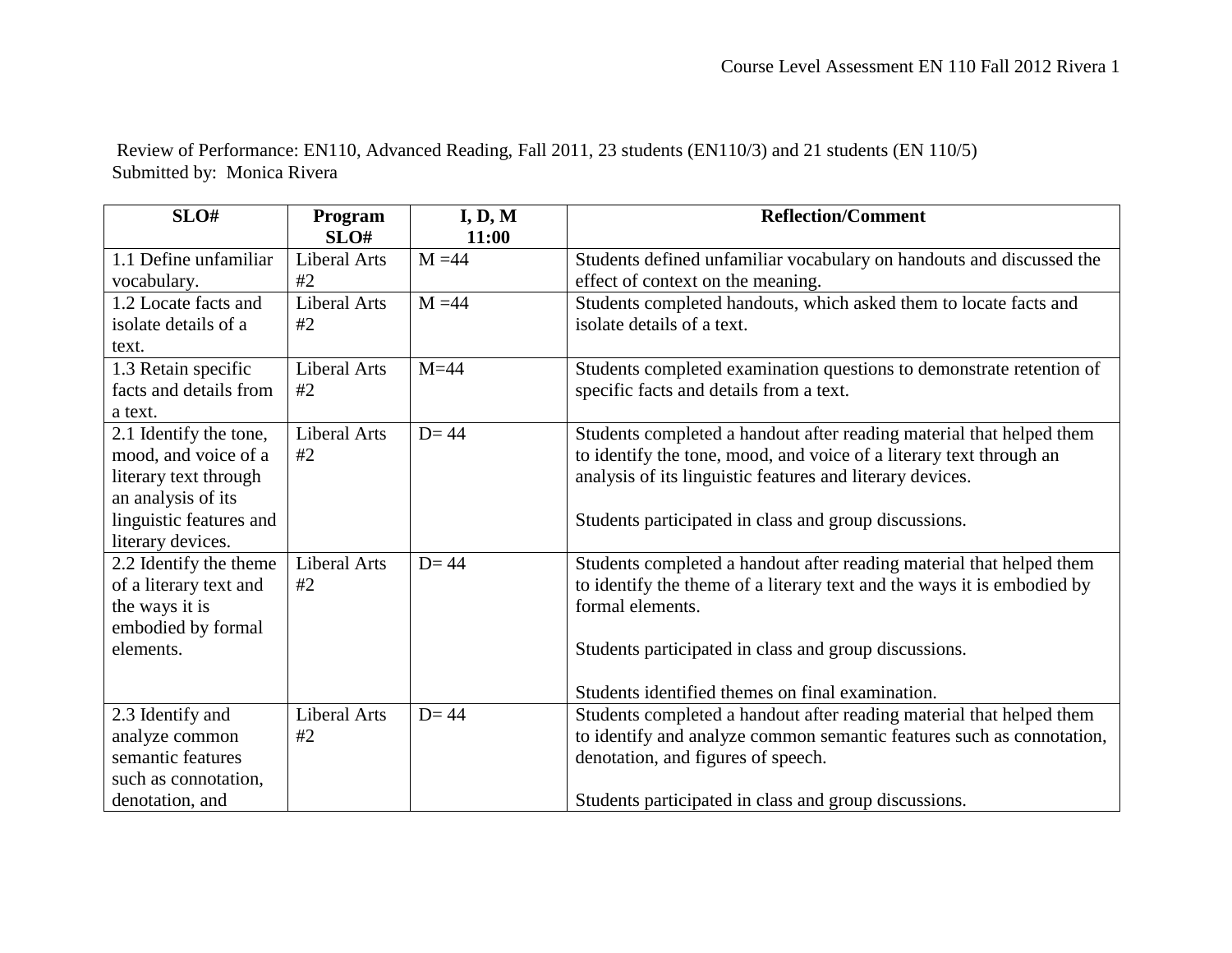Review of Performance: EN110, Advanced Reading, Fall 2011, 23 students (EN110/3) and 21 students (EN 110/5)
Submitted by: Monica Rivera

| SLO# | Program SLO# | I, D, M 11:00 | Reflection/Comment |
|---|---|---|---|
| 1.1 Define unfamiliar vocabulary. | Liberal Arts #2 | M =44 | Students defined unfamiliar vocabulary on handouts and discussed the effect of context on the meaning. |
| 1.2 Locate facts and isolate details of a text. | Liberal Arts #2 | M =44 | Students completed handouts, which asked them to locate facts and isolate details of a text. |
| 1.3 Retain specific facts and details from a text. | Liberal Arts #2 | M=44 | Students completed examination questions to demonstrate retention of specific facts and details from a text. |
| 2.1 Identify the tone, mood, and voice of a literary text through an analysis of its linguistic features and literary devices. | Liberal Arts #2 | D= 44 | Students completed a handout after reading material that helped them to identify the tone, mood, and voice of a literary text through an analysis of its linguistic features and literary devices.<br><br>Students participated in class and group discussions. |
| 2.2 Identify the theme of a literary text and the ways it is embodied by formal elements. | Liberal Arts #2 | D= 44 | Students completed a handout after reading material that helped them to identify the theme of a literary text and the ways it is embodied by formal elements.<br><br>Students participated in class and group discussions.<br><br>Students identified themes on final examination. |
| 2.3 Identify and analyze common semantic features such as connotation, denotation, and | Liberal Arts #2 | D= 44 | Students completed a handout after reading material that helped them to identify and analyze common semantic features such as connotation, denotation, and figures of speech.<br><br>Students participated in class and group discussions. |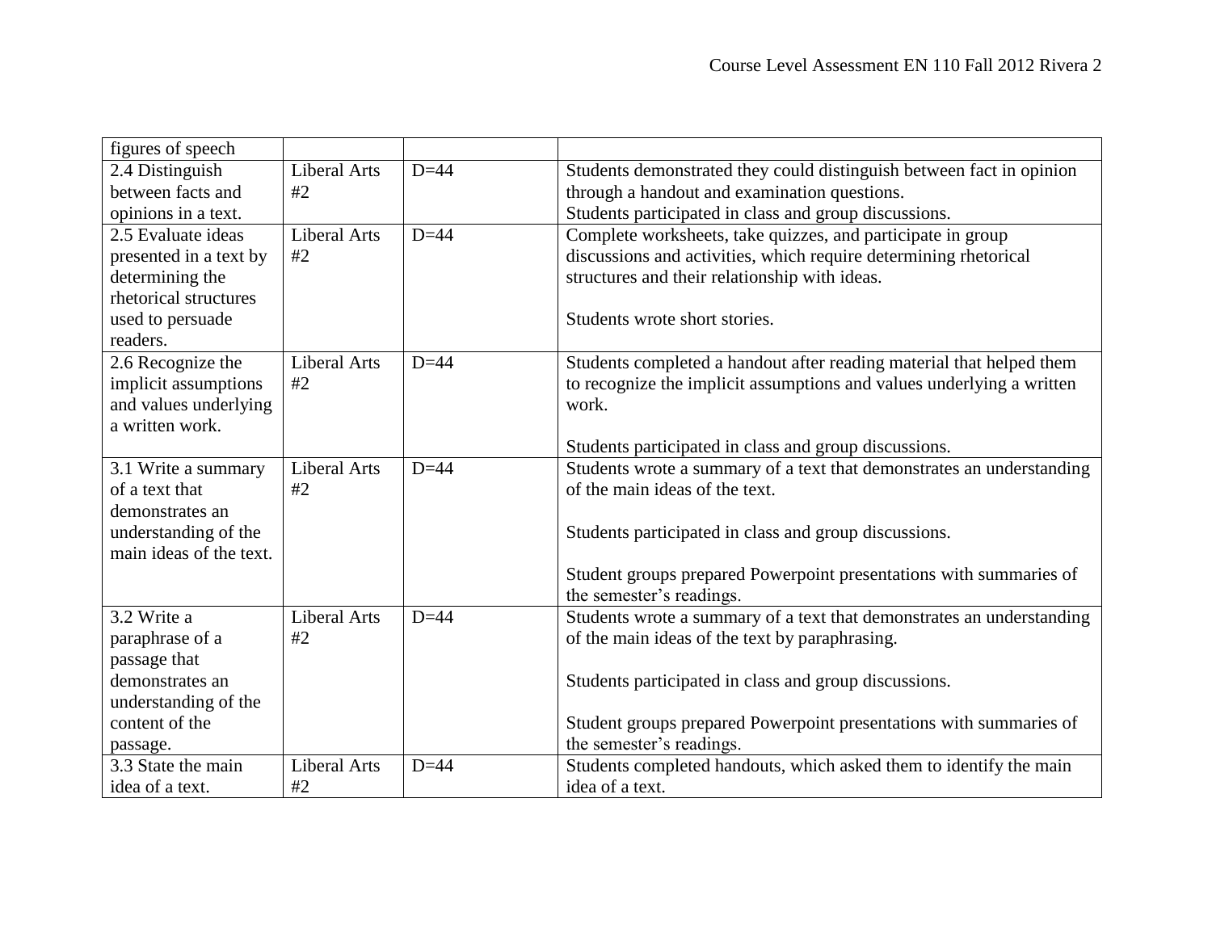| | | | |
|---|---|---|---|
| figures of speech | | | |
| 2.4 Distinguish between facts and opinions in a text. | Liberal Arts #2 | D=44 | Students demonstrated they could distinguish between fact in opinion through a handout and examination questions.<br>Students participated in class and group discussions. |
| 2.5 Evaluate ideas presented in a text by determining the rhetorical structures used to persuade readers. | Liberal Arts #2 | D=44 | Complete worksheets, take quizzes, and participate in group discussions and activities, which require determining rhetorical structures and their relationship with ideas.<br><br>Students wrote short stories. |
| 2.6 Recognize the implicit assumptions and values underlying a written work. | Liberal Arts #2 | D=44 | Students completed a handout after reading material that helped them to recognize the implicit assumptions and values underlying a written work.<br><br>Students participated in class and group discussions. |
| 3.1 Write a summary of a text that demonstrates an understanding of the main ideas of the text. | Liberal Arts #2 | D=44 | Students wrote a summary of a text that demonstrates an understanding of the main ideas of the text.<br><br>Students participated in class and group discussions.<br><br>Student groups prepared Powerpoint presentations with summaries of the semester's readings. |
| 3.2 Write a paraphrase of a passage that demonstrates an understanding of the content of the passage. | Liberal Arts #2 | D=44 | Students wrote a summary of a text that demonstrates an understanding of the main ideas of the text by paraphrasing.<br><br>Students participated in class and group discussions.<br><br>Student groups prepared Powerpoint presentations with summaries of the semester's readings. |
| 3.3 State the main idea of a text. | Liberal Arts #2 | D=44 | Students completed handouts, which asked them to identify the main idea of a text. |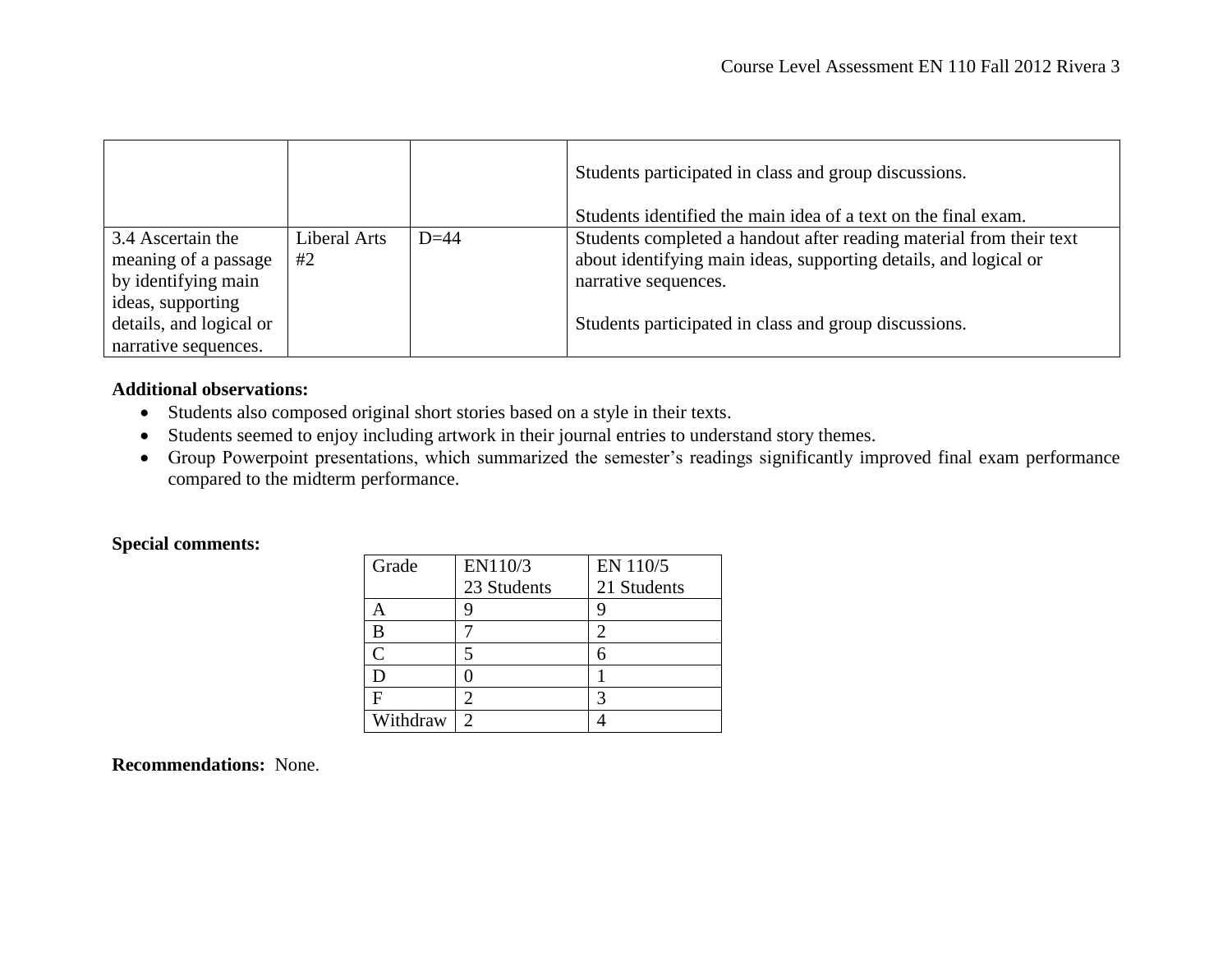| | | | |
|---|---|---|---|
| | | | Students participated in class and group discussions.<br><br>Students identified the main idea of a text on the final exam. |
| 3.4 Ascertain the meaning of a passage by identifying main ideas, supporting details, and logical or narrative sequences. | Liberal Arts #2 | D=44 | Students completed a handout after reading material from their text about identifying main ideas, supporting details, and logical or narrative sequences.<br><br>Students participated in class and group discussions. |

**Additional observations:**

- Students also composed original short stories based on a style in their texts.
- Students seemed to enjoy including artwork in their journal entries to understand story themes.
- Group Powerpoint presentations, which summarized the semester's readings significantly improved final exam performance compared to the midterm performance.

**Special comments:**

| Grade | EN110/3<br>23 Students | EN 110/5<br>21 Students |
|---|---|---|
| A | 9 | 9 |
| B | 7 | 2 |
| C | 5 | 6 |
| D | 0 | 1 |
| F | 2 | 3 |
| Withdraw | 2 | 4 |

**Recommendations:** None.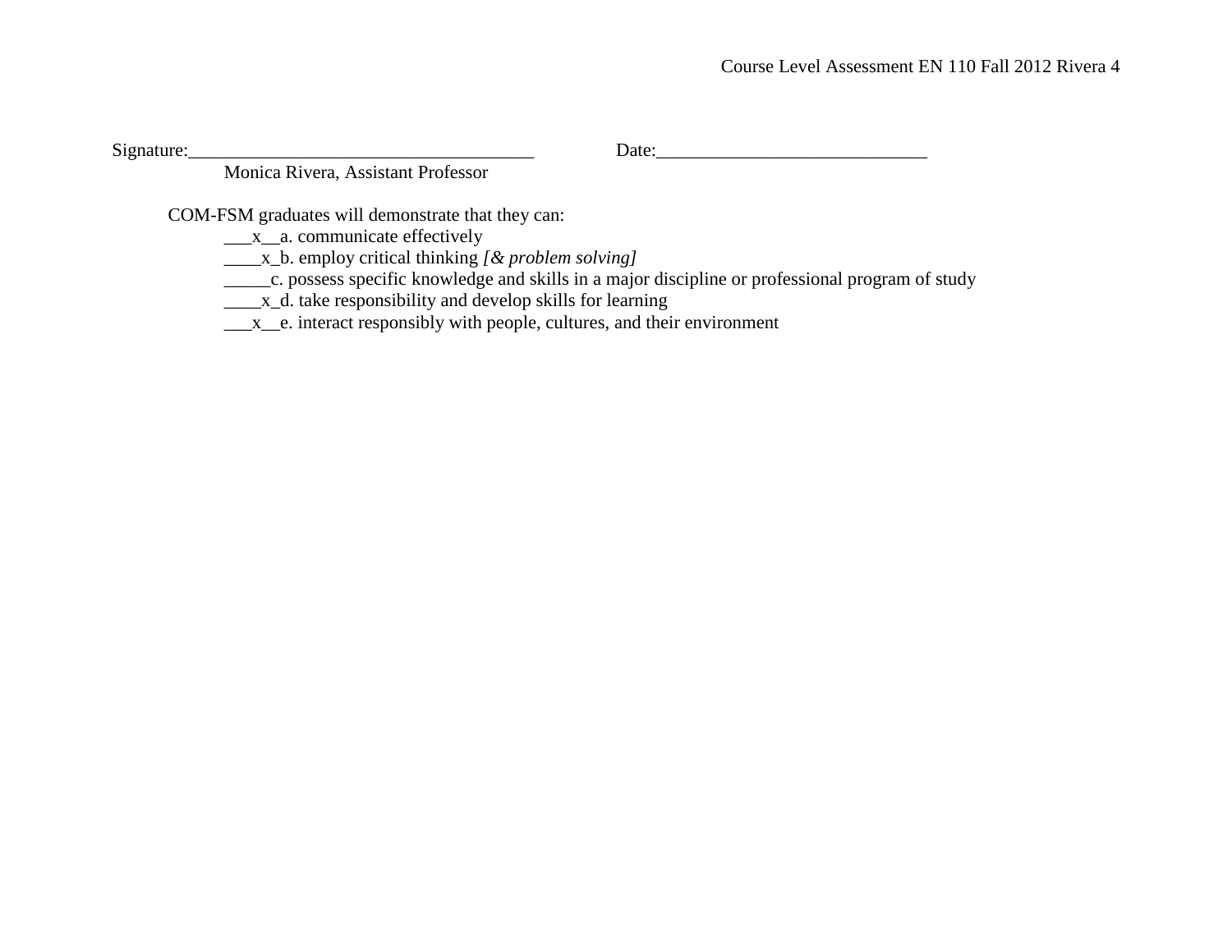Signature:_____________________________________ Date:____________________________

Monica Rivera, Assistant Professor

COM-FSM graduates will demonstrate that they can:

___x__a. communicate effectively

____x_b. employ critical thinking *[& problem solving]*

_____c. possess specific knowledge and skills in a major discipline or professional program of study

____x_d. take responsibility and develop skills for learning

___x__e. interact responsibly with people, cultures, and their environment